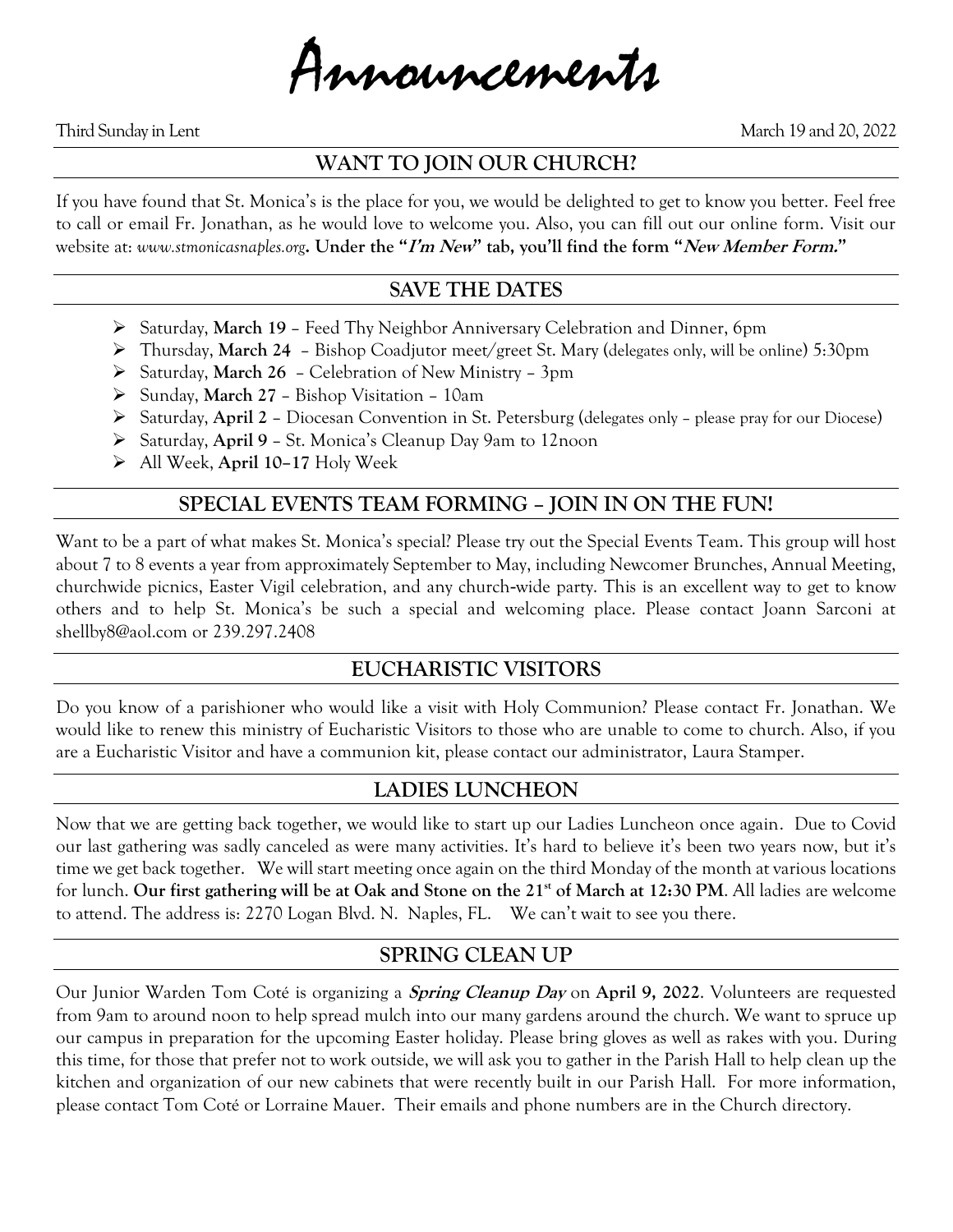# Announcements

Third Sunday in Lent March 19 and 20, 2022

## WANT TO JOIN OUR CHURCH?

If you have found that St. Monica's is the place for you, we would be delighted to get to know you better. Feel free to call or email Fr. Jonathan, as he would love to welcome you. Also, you can fill out our online form. Visit our website at: *www.stmonicasnaples.org*. **Under the "*I'm New*" tab, you'll find the form "*New Member Form.*"**

## SAVE THE DATES

- Saturday, **March 19** – Feed Thy Neighbor Anniversary Celebration and Dinner, 6pm
- Thursday, **March 24** – Bishop Coadjutor meet/greet St. Mary (delegates only, will be online) 5:30pm
- Saturday, **March 26** – Celebration of New Ministry – 3pm
- Sunday, **March 27** – Bishop Visitation – 10am
- Saturday, **April 2** – Diocesan Convention in St. Petersburg (delegates only – please pray for our Diocese)
- Saturday, **April 9** – St. Monica's Cleanup Day 9am to 12noon
- All Week, **April 10–17** Holy Week

## SPECIAL EVENTS TEAM FORMING – JOIN IN ON THE FUN!

Want to be a part of what makes St. Monica's special? Please try out the Special Events Team. This group will host about 7 to 8 events a year from approximately September to May, including Newcomer Brunches, Annual Meeting, churchwide picnics, Easter Vigil celebration, and any church-wide party. This is an excellent way to get to know others and to help St. Monica's be such a special and welcoming place. Please contact Joann Sarconi at shellby8@aol.com or 239.297.2408

## EUCHARISTIC VISITORS

Do you know of a parishioner who would like a visit with Holy Communion? Please contact Fr. Jonathan. We would like to renew this ministry of Eucharistic Visitors to those who are unable to come to church. Also, if you are a Eucharistic Visitor and have a communion kit, please contact our administrator, Laura Stamper.

## LADIES LUNCHEON

Now that we are getting back together, we would like to start up our Ladies Luncheon once again. Due to Covid our last gathering was sadly canceled as were many activities. It's hard to believe it's been two years now, but it's time we get back together. We will start meeting once again on the third Monday of the month at various locations for lunch. **Our first gathering will be at Oak and Stone on the 21st of March at 12:30 PM**. All ladies are welcome to attend. The address is: 2270 Logan Blvd. N. Naples, FL. We can't wait to see you there.

## SPRING CLEAN UP

Our Junior Warden Tom Coté is organizing a ***Spring Cleanup Day*** on **April 9, 2022**. Volunteers are requested from 9am to around noon to help spread mulch into our many gardens around the church. We want to spruce up our campus in preparation for the upcoming Easter holiday. Please bring gloves as well as rakes with you. During this time, for those that prefer not to work outside, we will ask you to gather in the Parish Hall to help clean up the kitchen and organization of our new cabinets that were recently built in our Parish Hall. For more information, please contact Tom Coté or Lorraine Mauer. Their emails and phone numbers are in the Church directory.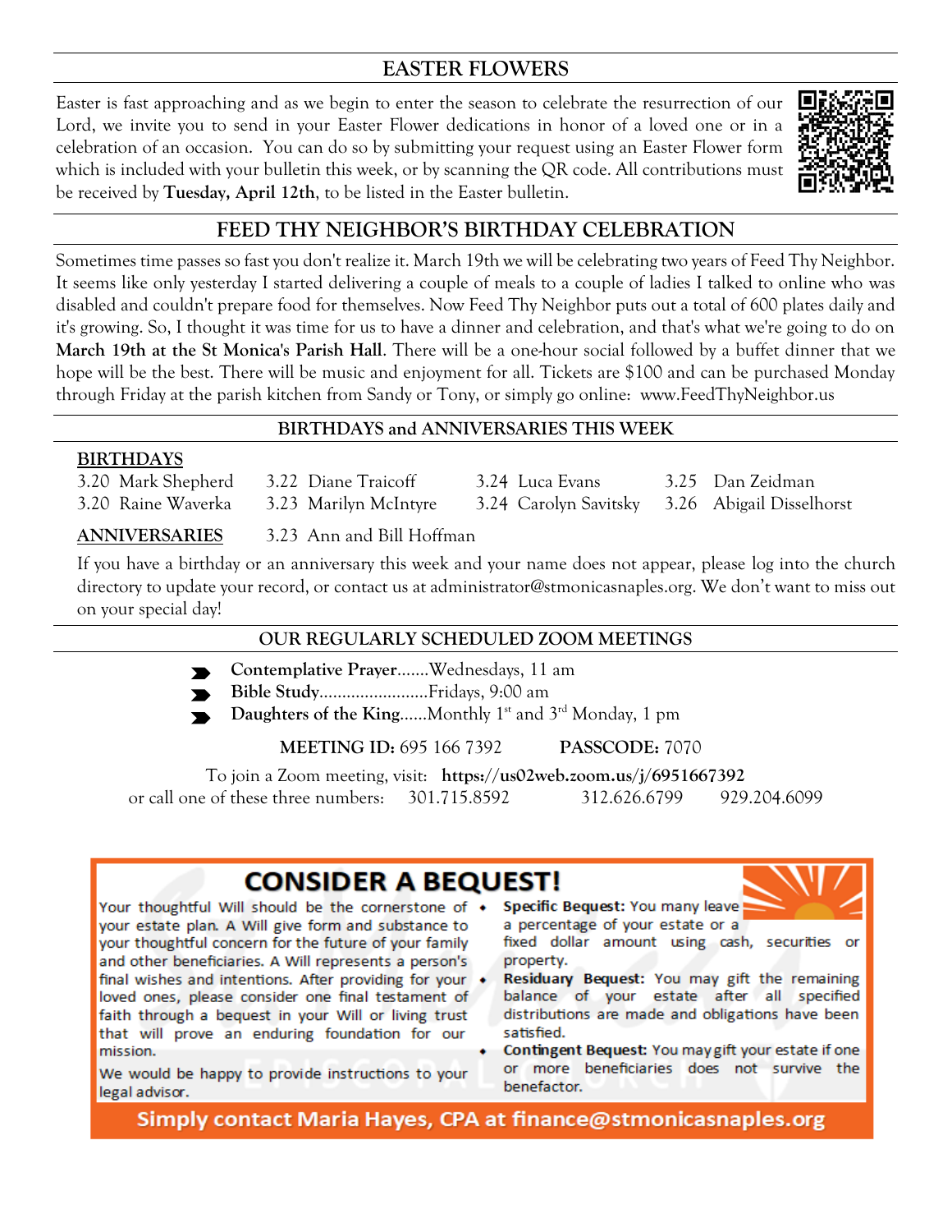## EASTER FLOWERS

Easter is fast approaching and as we begin to enter the season to celebrate the resurrection of our Lord, we invite you to send in your Easter Flower dedications in honor of a loved one or in a celebration of an occasion. You can do so by submitting your request using an Easter Flower form which is included with your bulletin this week, or by scanning the QR code. All contributions must be received by **Tuesday, April 12th**, to be listed in the Easter bulletin.

## FEED THY NEIGHBOR'S BIRTHDAY CELEBRATION

Sometimes time passes so fast you don't realize it. March 19th we will be celebrating two years of Feed Thy Neighbor. It seems like only yesterday I started delivering a couple of meals to a couple of ladies I talked to online who was disabled and couldn't prepare food for themselves. Now Feed Thy Neighbor puts out a total of 600 plates daily and it's growing. So, I thought it was time for us to have a dinner and celebration, and that's what we're going to do on **March 19th at the St Monica's Parish Hall**. There will be a one-hour social followed by a buffet dinner that we hope will be the best. There will be music and enjoyment for all. Tickets are $100 and can be purchased Monday through Friday at the parish kitchen from Sandy or Tony, or simply go online: www.FeedThyNeighbor.us

### BIRTHDAYS and ANNIVERSARIES THIS WEEK

**BIRTHDAYS**

| | | | |
|---|---|---|---|
| 3.20 Mark Shepherd | 3.22 Diane Traicoff | 3.24 Luca Evans | 3.25 Dan Zeidman |
| 3.20 Raine Waverka | 3.23 Marilyn McIntyre | 3.24 Carolyn Savitsky | 3.26 Abigail Disselhorst |

**ANNIVERSARIES** 3.23 Ann and Bill Hoffman

If you have a birthday or an anniversary this week and your name does not appear, please log into the church directory to update your record, or contact us at administrator@stmonicasnaples.org. We don't want to miss out on your special day!

### OUR REGULARLY SCHEDULED ZOOM MEETINGS

- **Contemplative Prayer**.......Wednesdays, 11 am
- **Bible Study**........................Fridays, 9:00 am
- **Daughters of the King**......Monthly 1st and 3rd Monday, 1 pm

**MEETING ID:** 695 166 7392 **PASSCODE:** 7070

To join a Zoom meeting, visit: **https://us02web.zoom.us/j/6951667392**
or call one of these three numbers: 301.715.8592 312.626.6799 929.204.6099

## CONSIDER A BEQUEST!

Your thoughtful Will should be the cornerstone of your estate plan. A Will give form and substance to your thoughtful concern for the future of your family and other beneficiaries. A Will represents a person's final wishes and intentions. After providing for your loved ones, please consider one final testament of faith through a bequest in your Will or living trust that will prove an enduring foundation for our mission.

We would be happy to provide instructions to your legal advisor.

- **Specific Bequest:** You many leave a percentage of your estate or a fixed dollar amount using cash, securities or property.
- **Residuary Bequest:** You may gift the remaining balance of your estate after all specified distributions are made and obligations have been satisfied.
- **Contingent Bequest:** You may gift your estate if one or more beneficiaries does not survive the benefactor.

**Simply contact Maria Hayes, CPA at finance@stmonicasnaples.org**